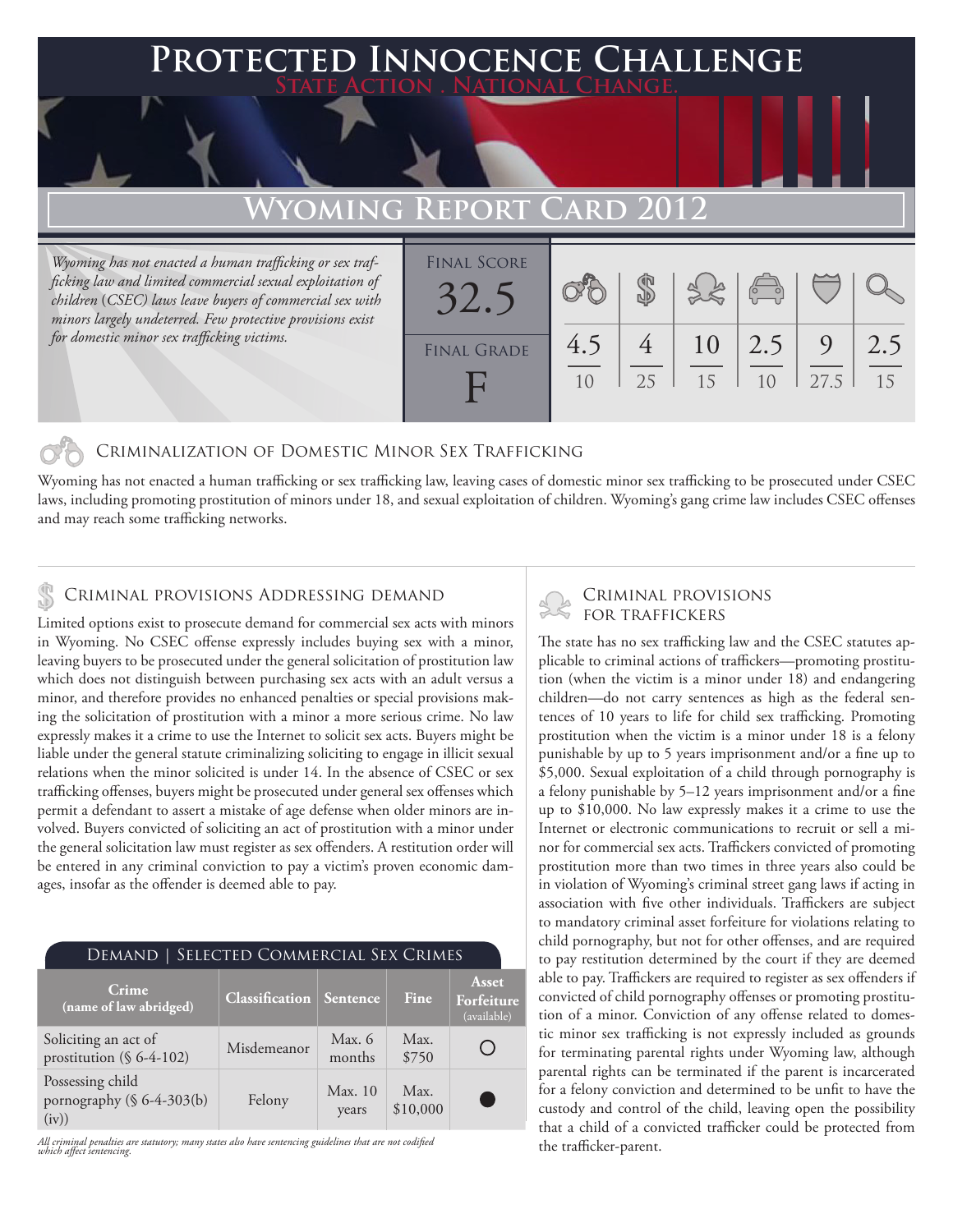# Protected Innocence Challenge

State Action . National Change.

## Wyoming Report Card 2012

*Wyoming has not enacted a human trafficking or sex trafficking law and limited commercial sexual exploitation of children (CSEC) laws leave buyers of commercial sex with minors largely undeterred. Few protective provisions exist for domestic minor sex trafficking victims.*

Final Score

32.5

Final Grade

F

| | | | | | |
|---|---|---|---|---|---|
| 4.5/10 | 4/25 | 10/15 | 2.5/10 | 9/27.5 | 2.5/15 |

### Criminalization of Domestic Minor Sex Trafficking

Wyoming has not enacted a human trafficking or sex trafficking law, leaving cases of domestic minor sex trafficking to be prosecuted under CSEC laws, including promoting prostitution of minors under 18, and sexual exploitation of children. Wyoming's gang crime law includes CSEC offenses and may reach some trafficking networks.

### Criminal provisions Addressing demand

Limited options exist to prosecute demand for commercial sex acts with minors in Wyoming. No CSEC offense expressly includes buying sex with a minor, leaving buyers to be prosecuted under the general solicitation of prostitution law which does not distinguish between purchasing sex acts with an adult versus a minor, and therefore provides no enhanced penalties or special provisions making the solicitation of prostitution with a minor a more serious crime. No law expressly makes it a crime to use the Internet to solicit sex acts. Buyers might be liable under the general statute criminalizing soliciting to engage in illicit sexual relations when the minor solicited is under 14. In the absence of CSEC or sex trafficking offenses, buyers might be prosecuted under general sex offenses which permit a defendant to assert a mistake of age defense when older minors are involved. Buyers convicted of soliciting an act of prostitution with a minor under the general solicitation law must register as sex offenders. A restitution order will be entered in any criminal conviction to pay a victim's proven economic damages, insofar as the offender is deemed able to pay.

**Demand | Selected Commercial Sex Crimes**

| Crime (name of law abridged) | Classification | Sentence | Fine | Asset Forfeiture (available) |
|---|---|---|---|---|
| Soliciting an act of prostitution (§ 6-4-102) | Misdemeanor | Max. 6 months | Max. $750 | ○ |
| Possessing child pornography (§ 6-4-303(b)(iv)) | Felony | Max. 10 years | Max. $10,000 | ● |

*All criminal penalties are statutory; many states also have sentencing guidelines that are not codified which affect sentencing.*

### Criminal provisions for traffickers

The state has no sex trafficking law and the CSEC statutes applicable to criminal actions of traffickers—promoting prostitution (when the victim is a minor under 18) and endangering children—do not carry sentences as high as the federal sentences of 10 years to life for child sex trafficking. Promoting prostitution when the victim is a minor under 18 is a felony punishable by up to 5 years imprisonment and/or a fine up to $5,000. Sexual exploitation of a child through pornography is a felony punishable by 5–12 years imprisonment and/or a fine up to $10,000. No law expressly makes it a crime to use the Internet or electronic communications to recruit or sell a minor for commercial sex acts. Traffickers convicted of promoting prostitution more than two times in three years also could be in violation of Wyoming's criminal street gang laws if acting in association with five other individuals. Traffickers are subject to mandatory criminal asset forfeiture for violations relating to child pornography, but not for other offenses, and are required to pay restitution determined by the court if they are deemed able to pay. Traffickers are required to register as sex offenders if convicted of child pornography offenses or promoting prostitution of a minor. Conviction of any offense related to domestic minor sex trafficking is not expressly included as grounds for terminating parental rights under Wyoming law, although parental rights can be terminated if the parent is incarcerated for a felony conviction and determined to be unfit to have the custody and control of the child, leaving open the possibility that a child of a convicted trafficker could be protected from the trafficker-parent.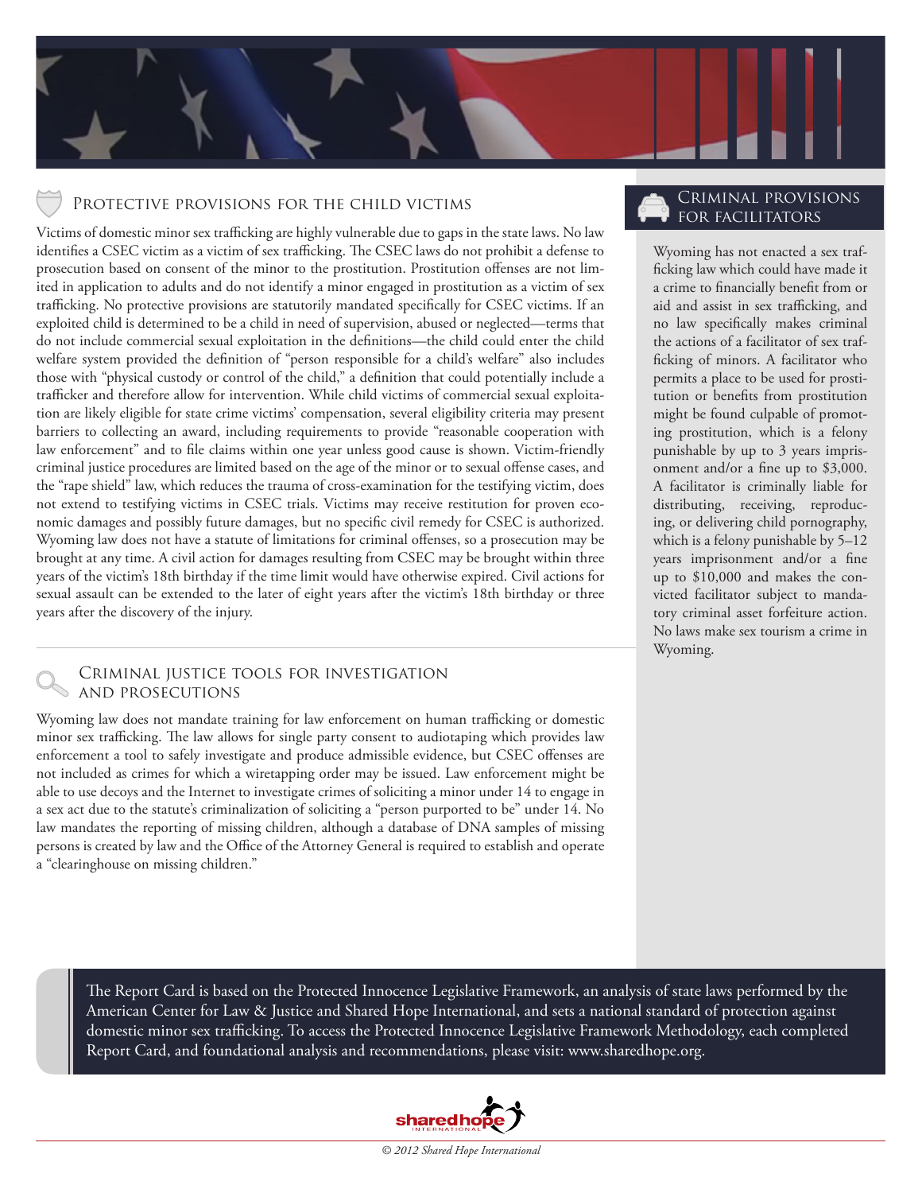## Protective provisions for the child victims

Victims of domestic minor sex trafficking are highly vulnerable due to gaps in the state laws. No law identifies a CSEC victim as a victim of sex trafficking. The CSEC laws do not prohibit a defense to prosecution based on consent of the minor to the prostitution. Prostitution offenses are not limited in application to adults and do not identify a minor engaged in prostitution as a victim of sex trafficking. No protective provisions are statutorily mandated specifically for CSEC victims. If an exploited child is determined to be a child in need of supervision, abused or neglected—terms that do not include commercial sexual exploitation in the definitions—the child could enter the child welfare system provided the definition of "person responsible for a child's welfare" also includes those with "physical custody or control of the child," a definition that could potentially include a trafficker and therefore allow for intervention. While child victims of commercial sexual exploitation are likely eligible for state crime victims' compensation, several eligibility criteria may present barriers to collecting an award, including requirements to provide "reasonable cooperation with law enforcement" and to file claims within one year unless good cause is shown. Victim-friendly criminal justice procedures are limited based on the age of the minor or to sexual offense cases, and the "rape shield" law, which reduces the trauma of cross-examination for the testifying victim, does not extend to testifying victims in CSEC trials. Victims may receive restitution for proven economic damages and possibly future damages, but no specific civil remedy for CSEC is authorized. Wyoming law does not have a statute of limitations for criminal offenses, so a prosecution may be brought at any time. A civil action for damages resulting from CSEC may be brought within three years of the victim's 18th birthday if the time limit would have otherwise expired. Civil actions for sexual assault can be extended to the later of eight years after the victim's 18th birthday or three years after the discovery of the injury.

## Criminal justice tools for investigation and prosecutions

Wyoming law does not mandate training for law enforcement on human trafficking or domestic minor sex trafficking. The law allows for single party consent to audiotaping which provides law enforcement a tool to safely investigate and produce admissible evidence, but CSEC offenses are not included as crimes for which a wiretapping order may be issued. Law enforcement might be able to use decoys and the Internet to investigate crimes of soliciting a minor under 14 to engage in a sex act due to the statute's criminalization of soliciting a "person purported to be" under 14. No law mandates the reporting of missing children, although a database of DNA samples of missing persons is created by law and the Office of the Attorney General is required to establish and operate a "clearinghouse on missing children."

## Criminal provisions for facilitators

Wyoming has not enacted a sex trafficking law which could have made it a crime to financially benefit from or aid and assist in sex trafficking, and no law specifically makes criminal the actions of a facilitator of sex trafficking of minors. A facilitator who permits a place to be used for prostitution or benefits from prostitution might be found culpable of promoting prostitution, which is a felony punishable by up to 3 years imprisonment and/or a fine up to $3,000. A facilitator is criminally liable for distributing, receiving, reproducing, or delivering child pornography, which is a felony punishable by 5–12 years imprisonment and/or a fine up to $10,000 and makes the convicted facilitator subject to mandatory criminal asset forfeiture action. No laws make sex tourism a crime in Wyoming.

The Report Card is based on the Protected Innocence Legislative Framework, an analysis of state laws performed by the American Center for Law & Justice and Shared Hope International, and sets a national standard of protection against domestic minor sex trafficking. To access the Protected Innocence Legislative Framework Methodology, each completed Report Card, and foundational analysis and recommendations, please visit: www.sharedhope.org.

shared hope INTERNATIONAL

*© 2012 Shared Hope International*